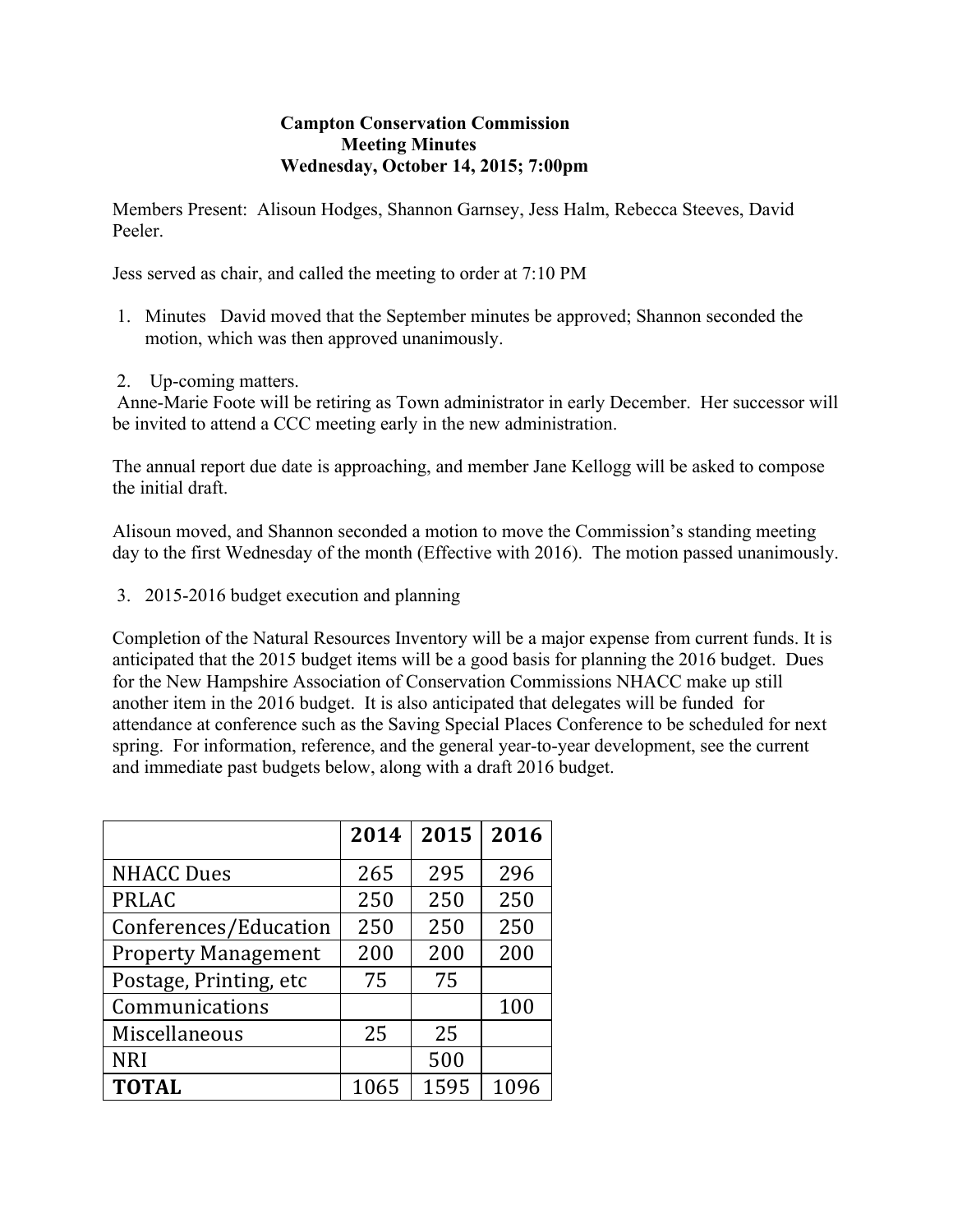**Campton Conservation Commission**
**Meeting Minutes**
**Wednesday, October 14, 2015; 7:00pm**

Members Present: Alisoun Hodges, Shannon Garnsey, Jess Halm, Rebecca Steeves, David Peeler.

Jess served as chair, and called the meeting to order at 7:10 PM

1. Minutes David moved that the September minutes be approved; Shannon seconded the motion, which was then approved unanimously.

2. Up-coming matters.

Anne-Marie Foote will be retiring as Town administrator in early December. Her successor will be invited to attend a CCC meeting early in the new administration.

The annual report due date is approaching, and member Jane Kellogg will be asked to compose the initial draft.

Alisoun moved, and Shannon seconded a motion to move the Commission's standing meeting day to the first Wednesday of the month (Effective with 2016). The motion passed unanimously.

3. 2015-2016 budget execution and planning

Completion of the Natural Resources Inventory will be a major expense from current funds. It is anticipated that the 2015 budget items will be a good basis for planning the 2016 budget. Dues for the New Hampshire Association of Conservation Commissions NHACC make up still another item in the 2016 budget. It is also anticipated that delegates will be funded for attendance at conference such as the Saving Special Places Conference to be scheduled for next spring. For information, reference, and the general year-to-year development, see the current and immediate past budgets below, along with a draft 2016 budget.

| | 2014 | 2015 | 2016 |
|---|---|---|---|
| NHACC Dues | 265 | 295 | 296 |
| PRLAC | 250 | 250 | 250 |
| Conferences/Education | 250 | 250 | 250 |
| Property Management | 200 | 200 | 200 |
| Postage, Printing, etc | 75 | 75 | |
| Communications | | | 100 |
| Miscellaneous | 25 | 25 | |
| NRI | | 500 | |
| **TOTAL** | 1065 | 1595 | 1096 |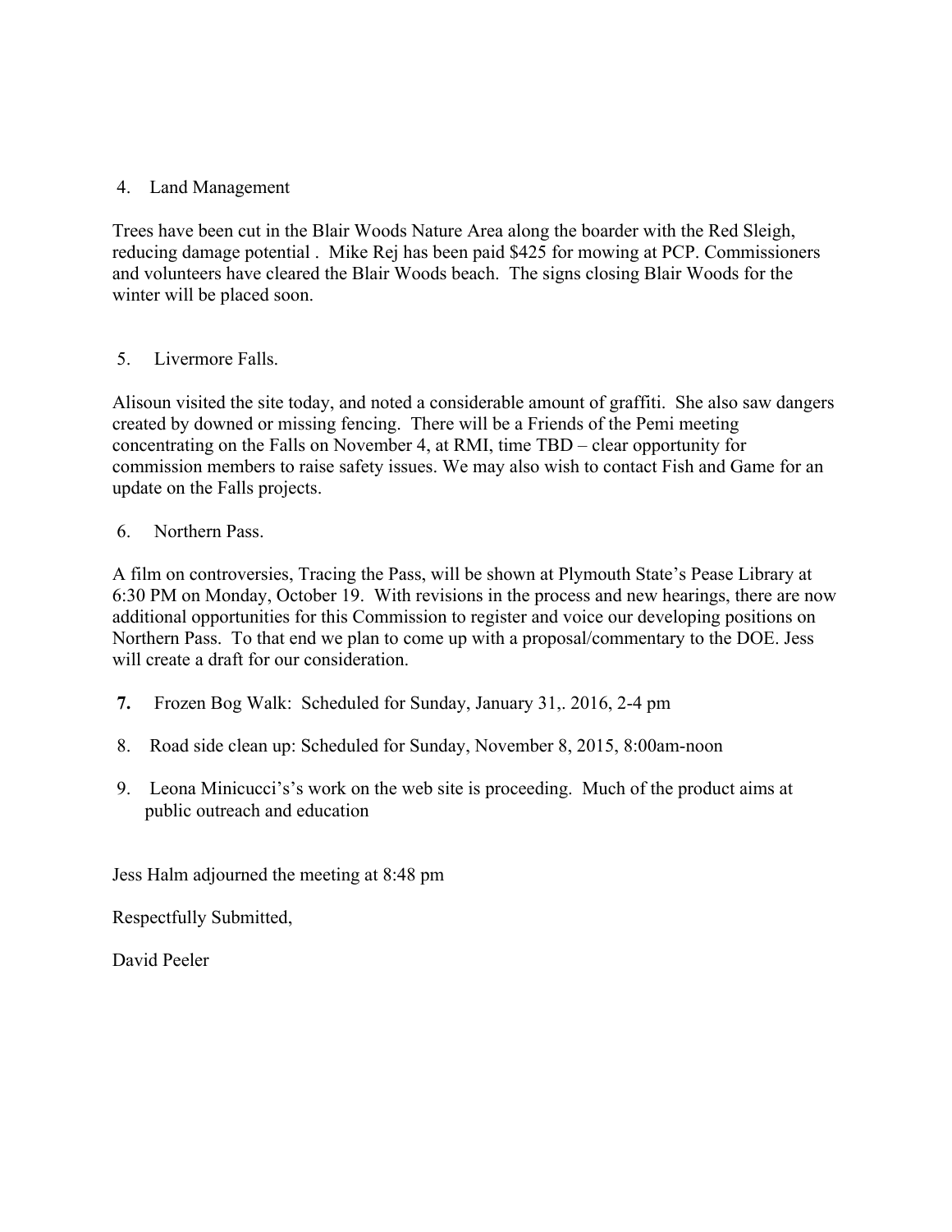4. Land Management

Trees have been cut in the Blair Woods Nature Area along the boarder with the Red Sleigh, reducing damage potential . Mike Rej has been paid $425 for mowing at PCP. Commissioners and volunteers have cleared the Blair Woods beach. The signs closing Blair Woods for the winter will be placed soon.

5. Livermore Falls.

Alisoun visited the site today, and noted a considerable amount of graffiti. She also saw dangers created by downed or missing fencing. There will be a Friends of the Pemi meeting concentrating on the Falls on November 4, at RMI, time TBD – clear opportunity for commission members to raise safety issues. We may also wish to contact Fish and Game for an update on the Falls projects.

6. Northern Pass.

A film on controversies, Tracing the Pass, will be shown at Plymouth State's Pease Library at 6:30 PM on Monday, October 19. With revisions in the process and new hearings, there are now additional opportunities for this Commission to register and voice our developing positions on Northern Pass. To that end we plan to come up with a proposal/commentary to the DOE. Jess will create a draft for our consideration.

**7.** Frozen Bog Walk: Scheduled for Sunday, January 31,. 2016, 2-4 pm

8. Road side clean up: Scheduled for Sunday, November 8, 2015, 8:00am-noon

9. Leona Minicucci's's work on the web site is proceeding. Much of the product aims at public outreach and education

Jess Halm adjourned the meeting at 8:48 pm

Respectfully Submitted,

David Peeler